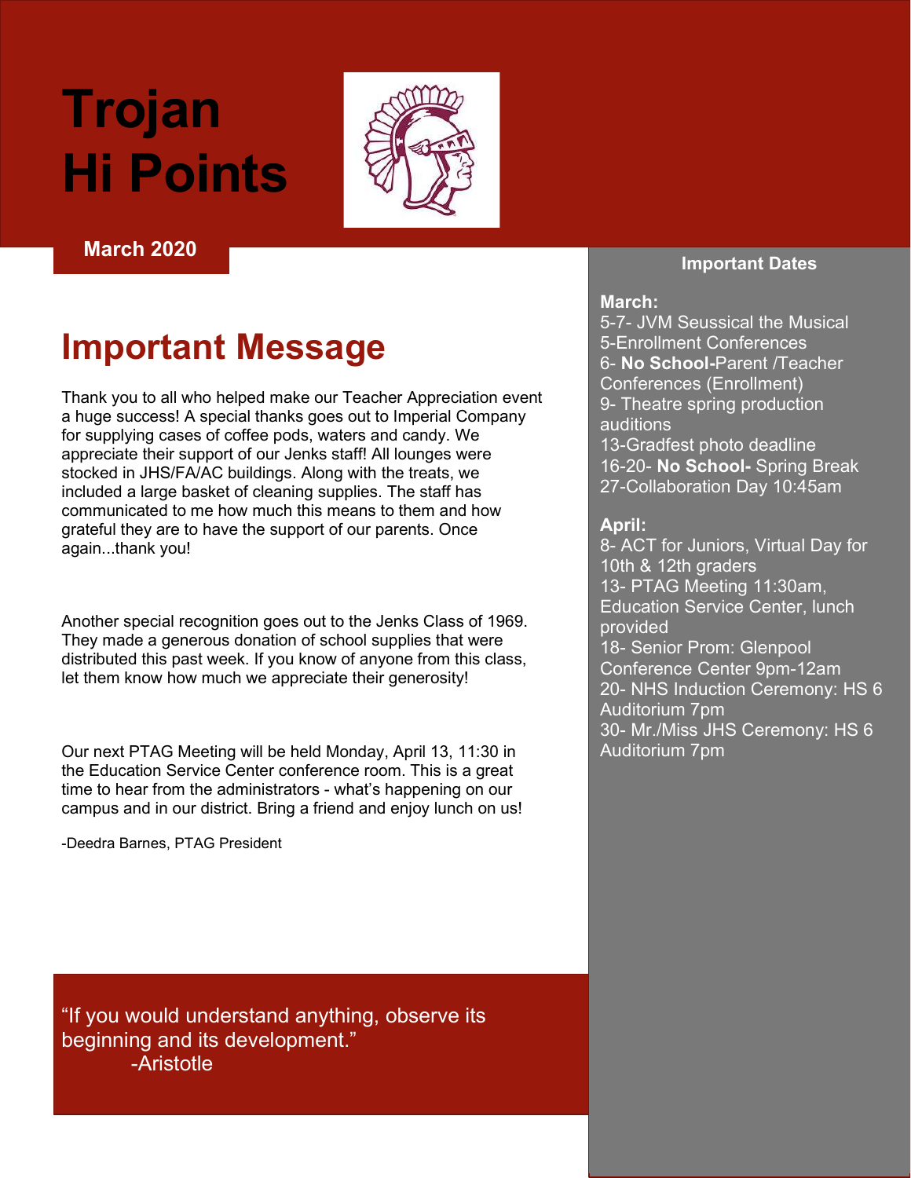# Trojan Hi Points

**March 2020**

## Important Message

Thank you to all who helped make our Teacher Appreciation event a huge success! A special thanks goes out to Imperial Company for supplying cases of coffee pods, waters and candy. We appreciate their support of our Jenks staff! All lounges were stocked in JHS/FA/AC buildings. Along with the treats, we included a large basket of cleaning supplies. The staff has communicated to me how much this means to them and how grateful they are to have the support of our parents. Once again...thank you!

Another special recognition goes out to the Jenks Class of 1969. They made a generous donation of school supplies that were distributed this past week. If you know of anyone from this class, let them know how much we appreciate their generosity!

Our next PTAG Meeting will be held Monday, April 13, 11:30 in the Education Service Center conference room. This is a great time to hear from the administrators - what's happening on our campus and in our district. Bring a friend and enjoy lunch on us!

-Deedra Barnes, PTAG President

"If you would understand anything, observe its beginning and its development."
-Aristotle

### Important Dates

**March:**

5-7- JVM Seussical the Musical
5-Enrollment Conferences
6- **No School-**Parent /Teacher Conferences (Enrollment)
9- Theatre spring production auditions
13-Gradfest photo deadline
16-20- **No School-** Spring Break
27-Collaboration Day 10:45am

**April:**

8- ACT for Juniors, Virtual Day for 10th & 12th graders
13- PTAG Meeting 11:30am, Education Service Center, lunch provided
18- Senior Prom: Glenpool Conference Center 9pm-12am
20- NHS Induction Ceremony: HS 6 Auditorium 7pm
30- Mr./Miss JHS Ceremony: HS 6 Auditorium 7pm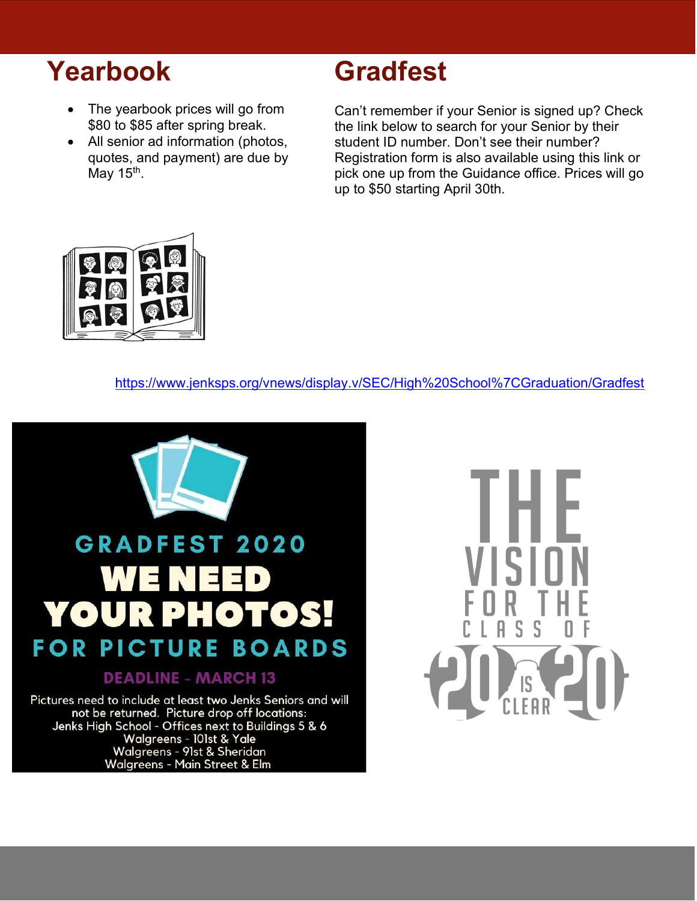## Yearbook

- The yearbook prices will go from \$80 to \$85 after spring break.
- All senior ad information (photos, quotes, and payment) are due by May 15th.

## Gradfest

Can't remember if your Senior is signed up? Check the link below to search for your Senior by their student ID number. Don't see their number? Registration form is also available using this link or pick one up from the Guidance office. Prices will go up to \$50 starting April 30th.

https://www.jenksps.org/vnews/display.v/SEC/High%20School%7CGraduation/Gradfest

**GRADFEST 2020**

**WE NEED YOUR PHOTOS!**

**FOR PICTURE BOARDS**

**DEADLINE - MARCH 13**

Pictures need to include at least two Jenks Seniors and will not be returned. Picture drop off locations:
Jenks High School - Offices next to Buildings 5 & 6
Walgreens - 101st & Yale
Walgreens - 91st & Sheridan
Walgreens - Main Street & Elm

THE VISION FOR THE CLASS OF 2020 IS CLEAR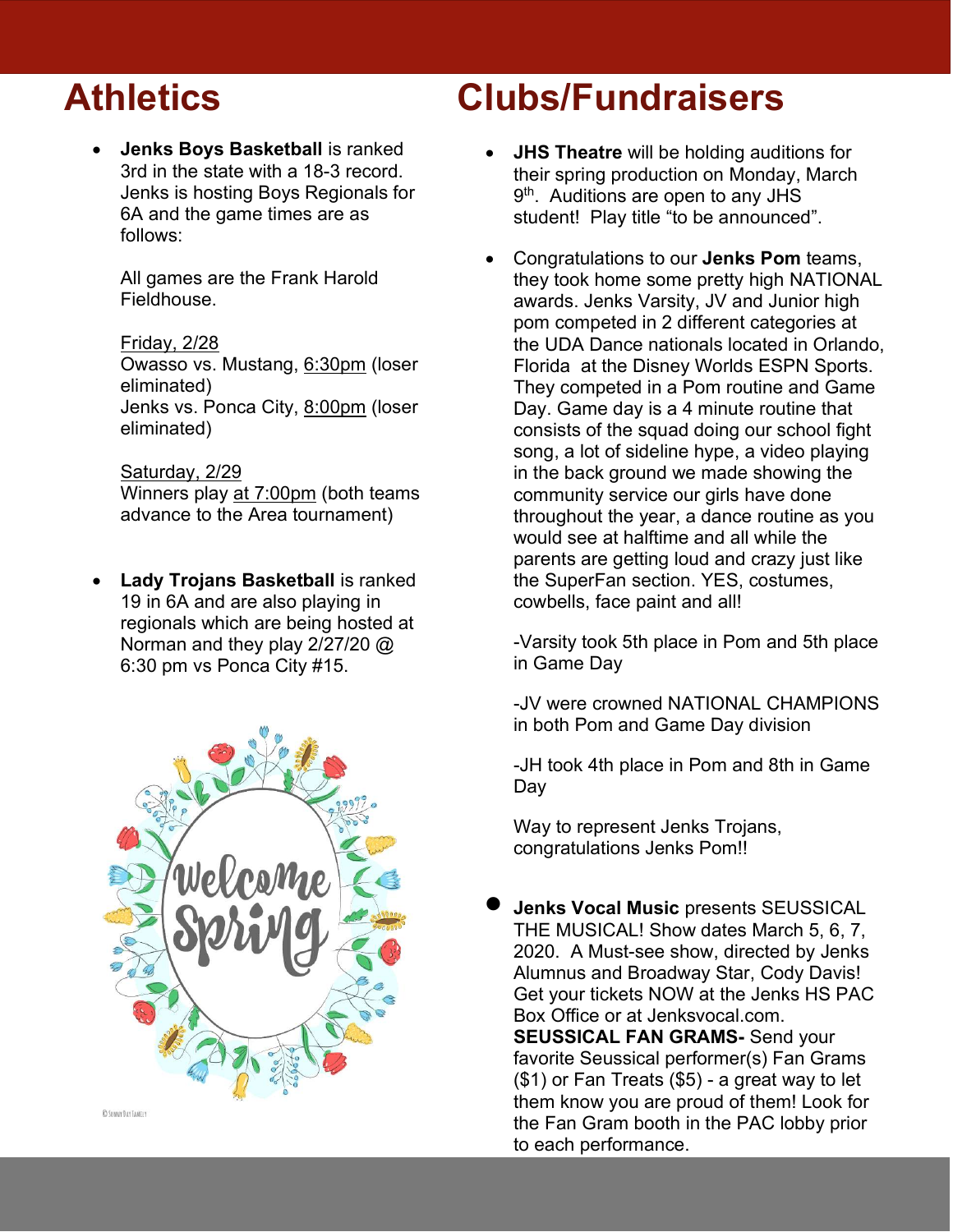# Athletics

- **Jenks Boys Basketball** is ranked 3rd in the state with a 18-3 record. Jenks is hosting Boys Regionals for 6A and the game times are as follows:

  All games are the Frank Harold Fieldhouse.

  Friday, 2/28
  Owasso vs. Mustang, 6:30pm (loser eliminated)
  Jenks vs. Ponca City, 8:00pm (loser eliminated)

  Saturday, 2/29
  Winners play at 7:00pm (both teams advance to the Area tournament)

- **Lady Trojans Basketball** is ranked 19 in 6A and are also playing in regionals which are being hosted at Norman and they play 2/27/20 @ 6:30 pm vs Ponca City #15.

# Clubs/Fundraisers

- **JHS Theatre** will be holding auditions for their spring production on Monday, March 9th. Auditions are open to any JHS student! Play title "to be announced".

- Congratulations to our **Jenks Pom** teams, they took home some pretty high NATIONAL awards. Jenks Varsity, JV and Junior high pom competed in 2 different categories at the UDA Dance nationals located in Orlando, Florida at the Disney Worlds ESPN Sports. They competed in a Pom routine and Game Day. Game day is a 4 minute routine that consists of the squad doing our school fight song, a lot of sideline hype, a video playing in the back ground we made showing the community service our girls have done throughout the year, a dance routine as you would see at halftime and all while the parents are getting loud and crazy just like the SuperFan section. YES, costumes, cowbells, face paint and all!

  -Varsity took 5th place in Pom and 5th place in Game Day

  -JV were crowned NATIONAL CHAMPIONS in both Pom and Game Day division

  -JH took 4th place in Pom and 8th in Game Day

  Way to represent Jenks Trojans, congratulations Jenks Pom!!

- **Jenks Vocal Music** presents SEUSSICAL THE MUSICAL! Show dates March 5, 6, 7, 2020. A Must-see show, directed by Jenks Alumnus and Broadway Star, Cody Davis! Get your tickets NOW at the Jenks HS PAC Box Office or at Jenksvocal.com.
  **SEUSSICAL FAN GRAMS-** Send your favorite Seussical performer(s) Fan Grams ($1) or Fan Treats ($5) - a great way to let them know you are proud of them! Look for the Fan Gram booth in the PAC lobby prior to each performance.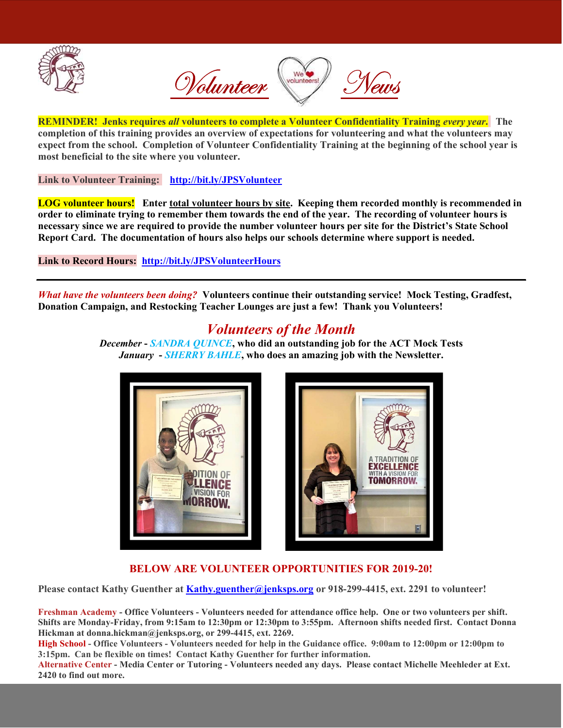# Volunteer News

**REMINDER! Jenks requires *all* volunteers to complete a Volunteer Confidentiality Training *every year*. The completion of this training provides an overview of expectations for volunteering and what the volunteers may expect from the school. Completion of Volunteer Confidentiality Training at the beginning of the school year is most beneficial to the site where you volunteer.**

**Link to Volunteer Training: [http://bit.ly/JPSVolunteer](http://bit.ly/JPSVolunteer)**

**LOG volunteer hours! Enter total volunteer hours by site. Keeping them recorded monthly is recommended in order to eliminate trying to remember them towards the end of the year. The recording of volunteer hours is necessary since we are required to provide the number volunteer hours per site for the District's State School Report Card. The documentation of hours also helps our schools determine where support is needed.**

**Link to Record Hours: [http://bit.ly/JPSVolunteerHours](http://bit.ly/JPSVolunteerHours)**

---

***What have the volunteers been doing?*** **Volunteers continue their outstanding service! Mock Testing, Gradfest, Donation Campaign, and Restocking Teacher Lounges are just a few! Thank you Volunteers!**

## *Volunteers of the Month*

***December*** **- *SANDRA QUINCE*, who did an outstanding job for the ACT Mock Tests**
***January*** **- *SHERRY BAHLE*, who does an amazing job with the Newsletter.**

## BELOW ARE VOLUNTEER OPPORTUNITIES FOR 2019-20!

**Please contact Kathy Guenther at [Kathy.guenther@jenksps.org](mailto:Kathy.guenther@jenksps.org) or 918-299-4415, ext. 2291 to volunteer!**

**Freshman Academy - Office Volunteers - Volunteers needed for attendance office help. One or two volunteers per shift. Shifts are Monday-Friday, from 9:15am to 12:30pm or 12:30pm to 3:55pm. Afternoon shifts needed first. Contact Donna Hickman at donna.hickman@jenksps.org, or 299-4415, ext. 2269.**

**High School - Office Volunteers - Volunteers needed for help in the Guidance office. 9:00am to 12:00pm or 12:00pm to 3:15pm. Can be flexible on times! Contact Kathy Guenther for further information.**

**Alternative Center - Media Center or Tutoring - Volunteers needed any days. Please contact Michelle Meehleder at Ext. 2420 to find out more.**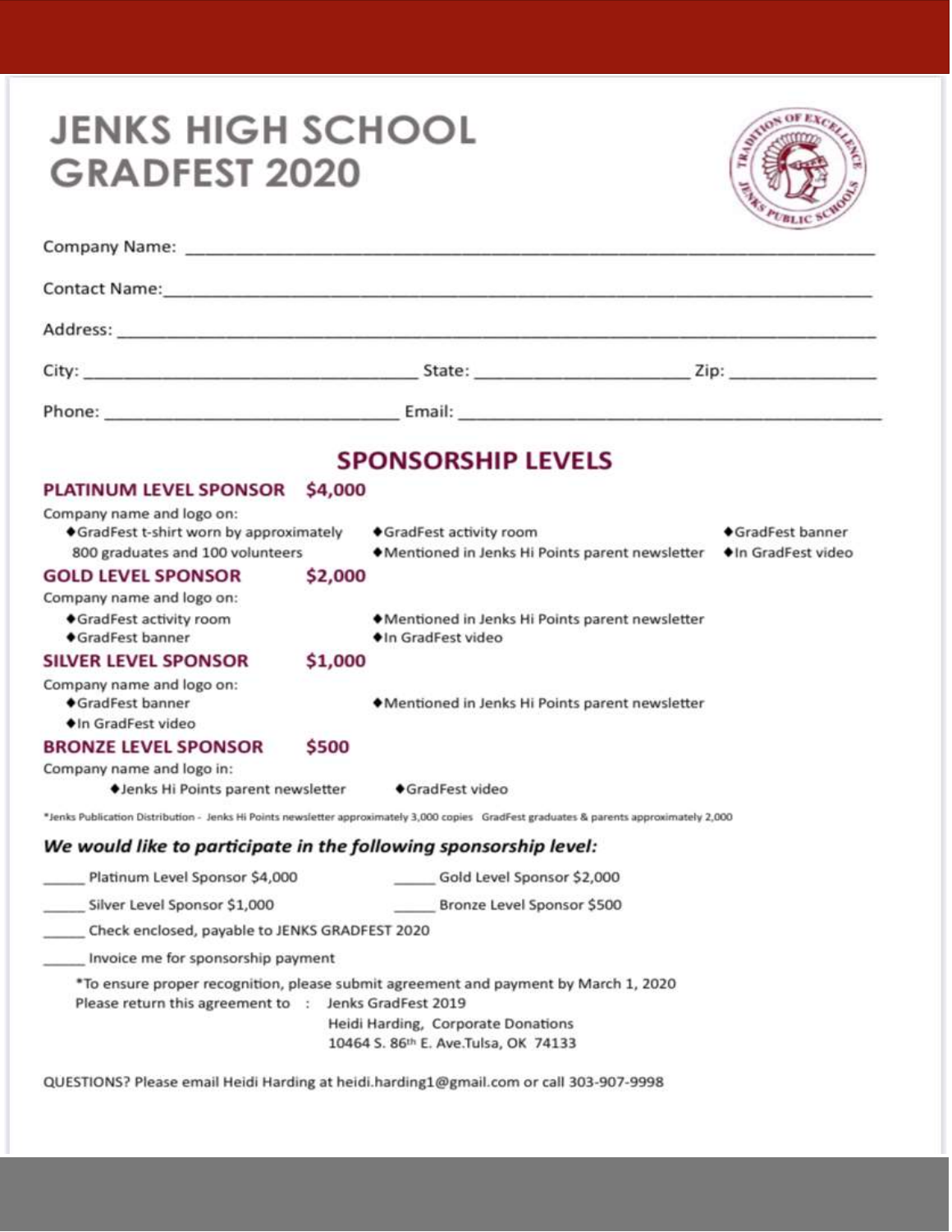# JENKS HIGH SCHOOL GRADFEST 2020

Company Name: ______________________________________________

Contact Name: ______________________________________________

Address: ______________________________________________

City: ______________________ State: ______________ Zip: __________

Phone: ______________________ Email: ______________________________

## SPONSORSHIP LEVELS

### PLATINUM LEVEL SPONSOR $4,000

Company name and logo on:

- ◆GradFest t-shirt worn by approximately 800 graduates and 100 volunteers
- ◆GradFest activity room
- ◆Mentioned in Jenks Hi Points parent newsletter
- ◆GradFest banner
- ◆In GradFest video

### GOLD LEVEL SPONSOR $2,000

Company name and logo on:

- ◆GradFest activity room
- ◆GradFest banner
- ◆Mentioned in Jenks Hi Points parent newsletter
- ◆In GradFest video

### SILVER LEVEL SPONSOR $1,000

Company name and logo on:

- ◆GradFest banner
- ◆In GradFest video
- ◆Mentioned in Jenks Hi Points parent newsletter

### BRONZE LEVEL SPONSOR $500

Company name and logo in:

- ◆Jenks Hi Points parent newsletter
- ◆GradFest video

*Jenks Publication Distribution - Jenks Hi Points newsletter approximately 3,000 copies GradFest graduates & parents approximately 2,000

***We would like to participate in the following sponsorship level:***

_____ Platinum Level Sponsor $4,000 _____ Gold Level Sponsor $2,000

_____ Silver Level Sponsor $1,000 _____ Bronze Level Sponsor $500

_____ Check enclosed, payable to JENKS GRADFEST 2020

_____ Invoice me for sponsorship payment

*To ensure proper recognition, please submit agreement and payment by March 1, 2020

Please return this agreement to : Jenks GradFest 2019
Heidi Harding, Corporate Donations
10464 S. 86th E. Ave.Tulsa, OK 74133

QUESTIONS? Please email Heidi Harding at heidi.harding1@gmail.com or call 303-907-9998